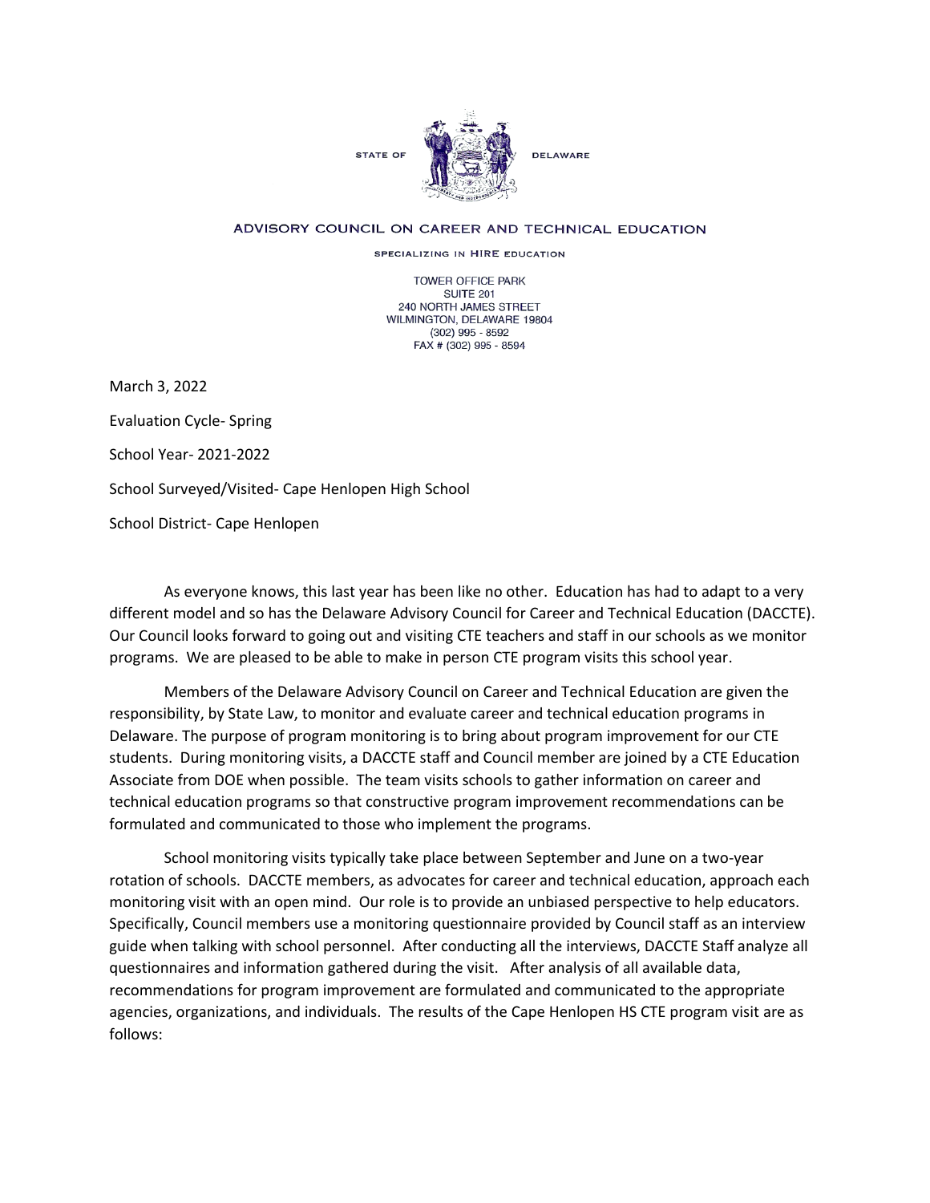STATE OF DELAWARE

ADVISORY COUNCIL ON CAREER AND TECHNICAL EDUCATION

SPECIALIZING IN HIRE EDUCATION

TOWER OFFICE PARK
SUITE 201
240 NORTH JAMES STREET
WILMINGTON, DELAWARE 19804
(302) 995 - 8592
FAX # (302) 995 - 8594

March 3, 2022

Evaluation Cycle- Spring

School Year- 2021-2022

School Surveyed/Visited- Cape Henlopen High School

School District- Cape Henlopen

As everyone knows, this last year has been like no other. Education has had to adapt to a very different model and so has the Delaware Advisory Council for Career and Technical Education (DACCTE). Our Council looks forward to going out and visiting CTE teachers and staff in our schools as we monitor programs. We are pleased to be able to make in person CTE program visits this school year.

Members of the Delaware Advisory Council on Career and Technical Education are given the responsibility, by State Law, to monitor and evaluate career and technical education programs in Delaware. The purpose of program monitoring is to bring about program improvement for our CTE students. During monitoring visits, a DACCTE staff and Council member are joined by a CTE Education Associate from DOE when possible. The team visits schools to gather information on career and technical education programs so that constructive program improvement recommendations can be formulated and communicated to those who implement the programs.

School monitoring visits typically take place between September and June on a two-year rotation of schools. DACCTE members, as advocates for career and technical education, approach each monitoring visit with an open mind. Our role is to provide an unbiased perspective to help educators. Specifically, Council members use a monitoring questionnaire provided by Council staff as an interview guide when talking with school personnel. After conducting all the interviews, DACCTE Staff analyze all questionnaires and information gathered during the visit. After analysis of all available data, recommendations for program improvement are formulated and communicated to the appropriate agencies, organizations, and individuals. The results of the Cape Henlopen HS CTE program visit are as follows: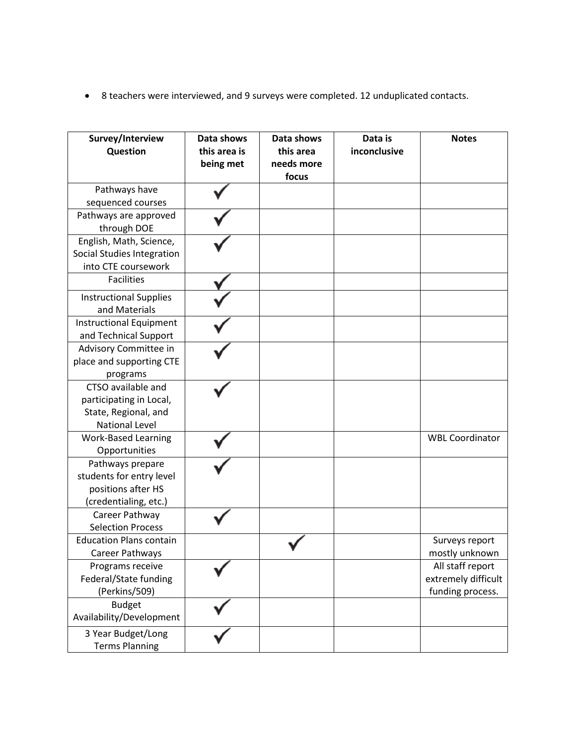- 8 teachers were interviewed, and 9 surveys were completed. 12 unduplicated contacts.

| Survey/Interview Question | Data shows this area is being met | Data shows this area needs more focus | Data is inconclusive | Notes |
|---|---|---|---|---|
| Pathways have sequenced courses | ✓ | | | |
| Pathways are approved through DOE | ✓ | | | |
| English, Math, Science, Social Studies Integration into CTE coursework | ✓ | | | |
| Facilities | ✓ | | | |
| Instructional Supplies and Materials | ✓ | | | |
| Instructional Equipment and Technical Support | ✓ | | | |
| Advisory Committee in place and supporting CTE programs | ✓ | | | |
| CTSO available and participating in Local, State, Regional, and National Level | ✓ | | | |
| Work-Based Learning Opportunities | ✓ | | | WBL Coordinator |
| Pathways prepare students for entry level positions after HS (credentialing, etc.) | ✓ | | | |
| Career Pathway Selection Process | ✓ | | | |
| Education Plans contain Career Pathways | | ✓ | | Surveys report mostly unknown |
| Programs receive Federal/State funding (Perkins/509) | ✓ | | | All staff report extremely difficult funding process. |
| Budget Availability/Development | ✓ | | | |
| 3 Year Budget/Long Terms Planning | ✓ | | | |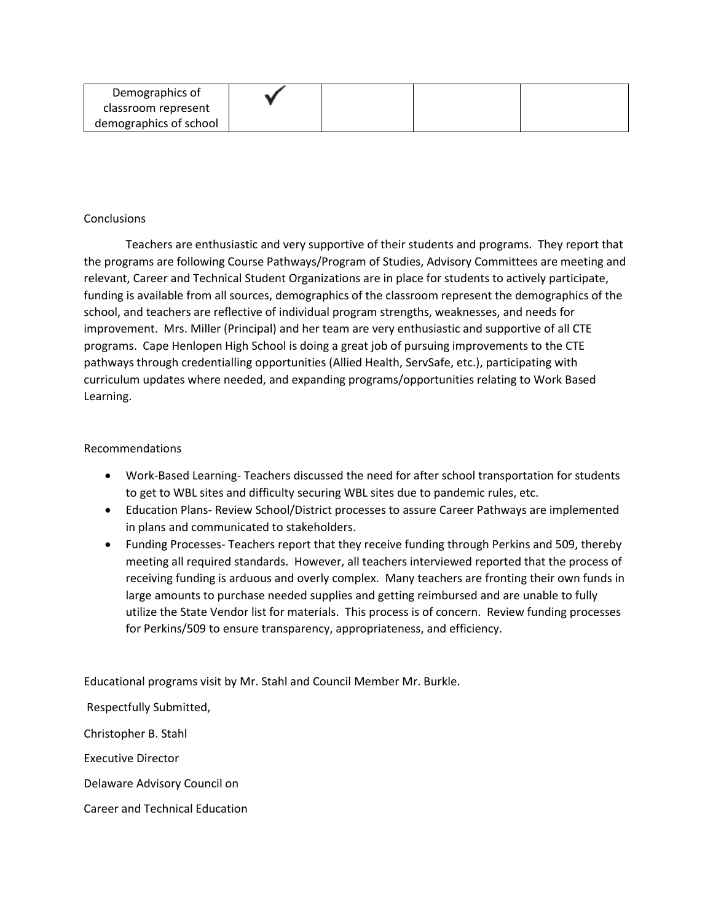| | | | | |
|---|---|---|---|---|
| Demographics of classroom represent demographics of school | ✓ | | | |

Conclusions

Teachers are enthusiastic and very supportive of their students and programs. They report that the programs are following Course Pathways/Program of Studies, Advisory Committees are meeting and relevant, Career and Technical Student Organizations are in place for students to actively participate, funding is available from all sources, demographics of the classroom represent the demographics of the school, and teachers are reflective of individual program strengths, weaknesses, and needs for improvement. Mrs. Miller (Principal) and her team are very enthusiastic and supportive of all CTE programs. Cape Henlopen High School is doing a great job of pursuing improvements to the CTE pathways through credentialling opportunities (Allied Health, ServSafe, etc.), participating with curriculum updates where needed, and expanding programs/opportunities relating to Work Based Learning.

Recommendations

- Work-Based Learning- Teachers discussed the need for after school transportation for students to get to WBL sites and difficulty securing WBL sites due to pandemic rules, etc.
- Education Plans- Review School/District processes to assure Career Pathways are implemented in plans and communicated to stakeholders.
- Funding Processes- Teachers report that they receive funding through Perkins and 509, thereby meeting all required standards. However, all teachers interviewed reported that the process of receiving funding is arduous and overly complex. Many teachers are fronting their own funds in large amounts to purchase needed supplies and getting reimbursed and are unable to fully utilize the State Vendor list for materials. This process is of concern. Review funding processes for Perkins/509 to ensure transparency, appropriateness, and efficiency.

Educational programs visit by Mr. Stahl and Council Member Mr. Burkle.

Respectfully Submitted,

Christopher B. Stahl

Executive Director

Delaware Advisory Council on

Career and Technical Education